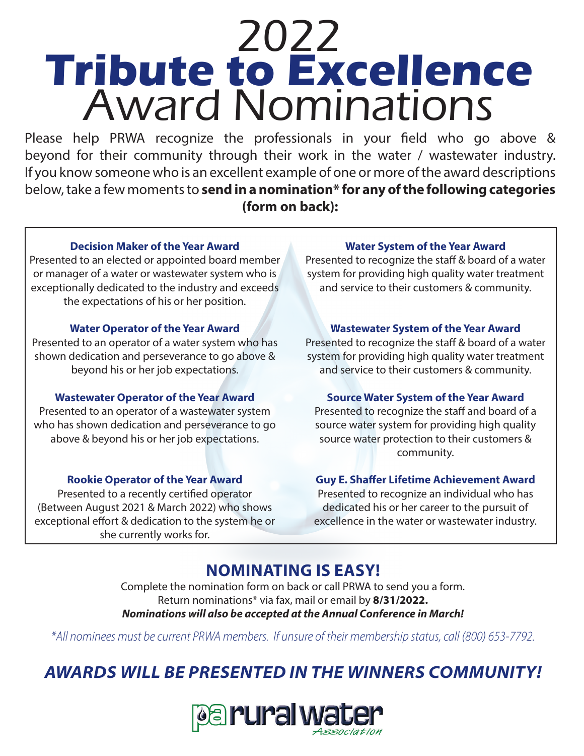# 2022 Tribute to Excellence Award Nominations

Please help PRWA recognize the professionals in your field who go above & beyond for their community through their work in the water / wastewater industry. If you know someone who is an excellent example of one or more of the award descriptions below, take a few moments to **send in a nomination* for any of the following categories (form on back):**

**Decision Maker of the Year Award**
Presented to an elected or appointed board member or manager of a water or wastewater system who is exceptionally dedicated to the industry and exceeds the expectations of his or her position.

**Water Operator of the Year Award**
Presented to an operator of a water system who has shown dedication and perseverance to go above & beyond his or her job expectations.

**Wastewater Operator of the Year Award**
Presented to an operator of a wastewater system who has shown dedication and perseverance to go above & beyond his or her job expectations.

**Rookie Operator of the Year Award**
Presented to a recently certified operator (Between August 2021 & March 2022) who shows exceptional effort & dedication to the system he or she currently works for.

**Water System of the Year Award**
Presented to recognize the staff & board of a water system for providing high quality water treatment and service to their customers & community.

**Wastewater System of the Year Award**
Presented to recognize the staff & board of a water system for providing high quality water treatment and service to their customers & community.

**Source Water System of the Year Award**
Presented to recognize the staff and board of a source water system for providing high quality source water protection to their customers & community.

**Guy E. Shaffer Lifetime Achievement Award**
Presented to recognize an individual who has dedicated his or her career to the pursuit of excellence in the water or wastewater industry.

## NOMINATING IS EASY!

Complete the nomination form on back or call PRWA to send you a form.
Return nominations* via fax, mail or email by **8/31/2022.**
***Nominations will also be accepted at the Annual Conference in March!***

*\*All nominees must be current PRWA members. If unsure of their membership status, call (800) 653-7792.*

## *AWARDS WILL BE PRESENTED IN THE WINNERS COMMUNITY!*

pa rural water Association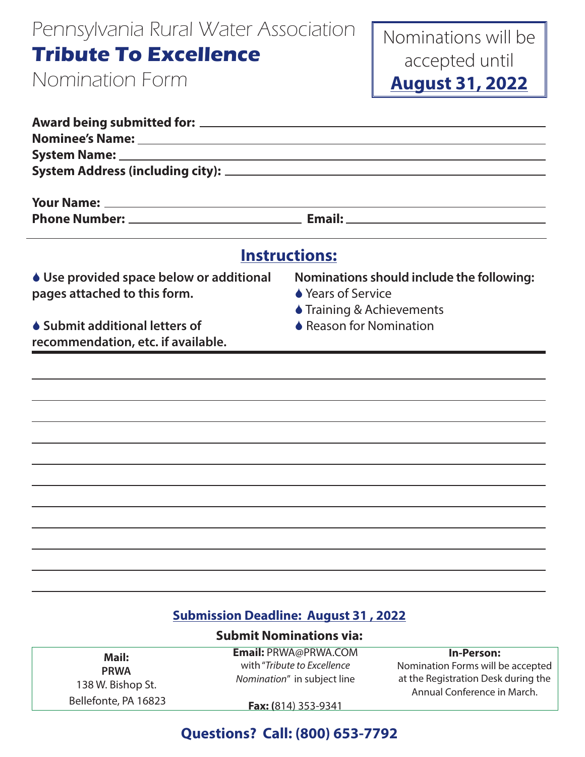Pennsylvania Rural Water Association

# Tribute To Excellence

Nomination Form

Nominations will be accepted until **August 31, 2022**

**Award being submitted for:** ______________________________

**Nominee's Name:** ______________________________

**System Name:** ______________________________

**System Address (including city):** ______________________________

**Your Name:** ______________________________

**Phone Number:** ____________________ **Email:** ____________________

## Instructions:

- **Use provided space below or additional pages attached to this form.**
- **Submit additional letters of recommendation, etc. if available.**

**Nominations should include the following:**

- Years of Service
- Training & Achievements
- Reason for Nomination

______________________________

______________________________

______________________________

______________________________

______________________________

______________________________

______________________________

______________________________

______________________________

______________________________

______________________________

**Submission Deadline: August 31 , 2022**

**Submit Nominations via:**

| Mail: | Email: | In-Person: |
|---|---|---|
| **PRWA**<br>138 W. Bishop St.<br>Bellefonte, PA 16823 | PRWA@PRWA.COM with "*Tribute to Excellence Nomination*" in subject line<br><br>**Fax:** (814) 353-9341 | Nomination Forms will be accepted at the Registration Desk during the Annual Conference in March. |

**Questions? Call: (800) 653-7792**